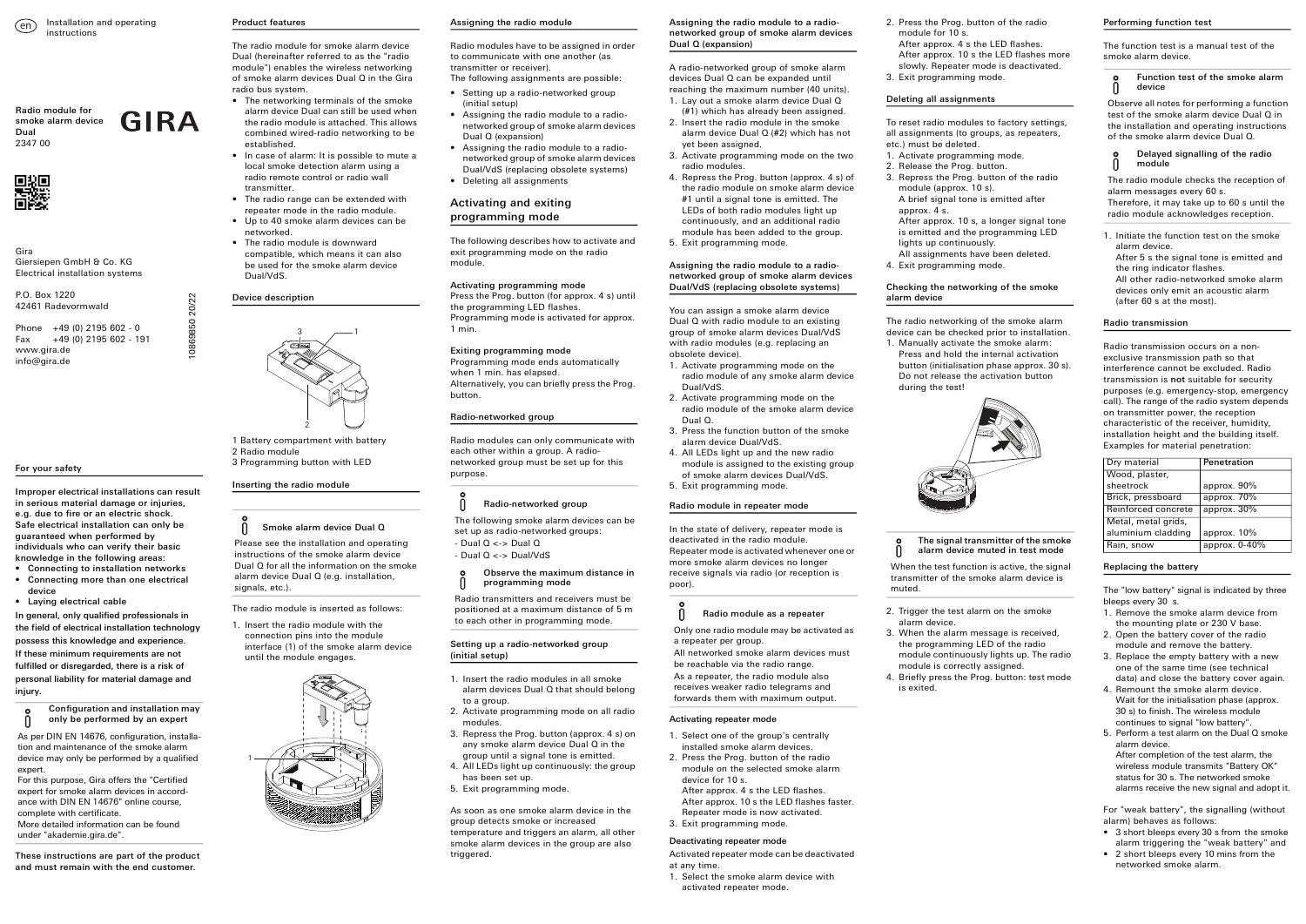en Installation and operating instructions

**Radio module for smoke alarm device Dual**
2347 00

GIRA

Gira
Giersiepen GmbH & Co. KG
Electrical installation systems

P.O. Box 1220
42461 Radevormwald

Phone +49 (0) 2195 602 - 0
Fax +49 (0) 2195 602 - 191
www.gira.de
info@gira.de

10869850 20/22

## For your safety

**Improper electrical installations can result in serious material damage or injuries, e.g. due to fire or an electric shock. Safe electrical installation can only be guaranteed when performed by individuals who can verify their basic knowledge in the following areas:**
- **Connecting to installation networks**
- **Connecting more than one electrical device**
- **Laying electrical cable**

**In general, only qualified professionals in the field of electrical installation technology possess this knowledge and experience. If these minimum requirements are not fulfilled or disregarded, there is a risk of personal liability for material damage and injury.**

**Configuration and installation may only be performed by an expert**

As per DIN EN 14676, configuration, installation and maintenance of the smoke alarm device may only be performed by a qualified expert.
For this purpose, Gira offers the "Certified expert for smoke alarm devices in accordance with DIN EN 14676" online course, complete with certificate.
More detailed information can be found under "akademie.gira.de".

**These instructions are part of the product and must remain with the end customer.**

## Product features

The radio module for smoke alarm device Dual (hereinafter referred to as the "radio module") enables the wireless networking of smoke alarm devices Dual Q in the Gira radio bus system.
- The networking terminals of the smoke alarm device Dual can still be used when the radio module is attached. This allows combined wired-radio networking to be established.
- In case of alarm: It is possible to mute a local smoke detection alarm using a radio remote control or radio wall transmitter.
- The radio range can be extended with repeater mode in the radio module.
- Up to 40 smoke alarm devices can be networked.
- The radio module is downward compatible, which means it can also be used for the smoke alarm device Dual/VdS.

## Device description

1 Battery compartment with battery
2 Radio module
3 Programming button with LED

## Inserting the radio module

**Smoke alarm device Dual Q**

Please see the installation and operating instructions of the smoke alarm device Dual Q for all the information on the smoke alarm device Dual Q (e.g. installation, signals, etc.).

The radio module is inserted as follows:

1. Insert the radio module with the connection pins into the module interface (1) of the smoke alarm device until the module engages.

## Assigning the radio module

Radio modules have to be assigned in order to communicate with one another (as transmitter or receiver).
The following assignments are possible:
- Setting up a radio-networked group (initial setup)
- Assigning the radio module to a radio-networked group of smoke alarm devices Dual Q (expansion)
- Assigning the radio module to a radio-networked group of smoke alarm devices Dual/VdS (replacing obsolete systems)
- Deleting all assignments

## Activating and exiting programming mode

The following describes how to activate and exit programming mode on the radio module.

**Activating programming mode**
Press the Prog. button (for approx. 4 s) until the programming LED flashes.
Programming mode is activated for approx. 1 min.

**Exiting programming mode**
Programming mode ends automatically when 1 min. has elapsed.
Alternatively, you can briefly press the Prog. button.

## Radio-networked group

Radio modules can only communicate with each other within a group. A radio-networked group must be set up for this purpose.

**Radio-networked group**

The following smoke alarm devices can be set up as radio-networked groups:
- Dual Q <-> Dual Q
- Dual Q <-> Dual/VdS

**Observe the maximum distance in programming mode**

Radio transmitters and receivers must be positioned at a maximum distance of 5 m to each other in programming mode.

## Setting up a radio-networked group (initial setup)

1. Insert the radio modules in all smoke alarm devices Dual Q that should belong to a group.
2. Activate programming mode on all radio modules.
3. Repress the Prog. button (approx. 4 s) on any smoke alarm device Dual Q in the group until a signal tone is emitted.
4. All LEDs light up continuously: the group has been set up.
5. Exit programming mode.

As soon as one smoke alarm device in the group detects smoke or increased temperature and triggers an alarm, all other smoke alarm devices in the group are also triggered.

## Assigning the radio module to a radio-networked group of smoke alarm devices Dual Q (expansion)

A radio-networked group of smoke alarm devices Dual Q can be expanded until reaching the maximum number (40 units).
1. Lay out a smoke alarm device Dual Q (#1) which has already been assigned.
2. Insert the radio module in the smoke alarm device Dual Q (#2) which has not yet been assigned.
3. Activate programming mode on the two radio modules.
4. Repress the Prog. button (approx. 4 s) of the radio module on smoke alarm device #1 until a signal tone is emitted. The LEDs of both radio modules light up continuously, and an additional radio module has been added to the group.
5. Exit programming mode.

## Assigning the radio module to a radio-networked group of smoke alarm devices Dual/VdS (replacing obsolete systems)

You can assign a smoke alarm device Dual Q with radio module to an existing group of smoke alarm devices Dual/VdS with radio modules (e.g. replacing an obsolete device).
1. Activate programming mode on the radio module of any smoke alarm device Dual/VdS.
2. Activate programming mode on the radio module of the smoke alarm device Dual Q.
3. Press the function button of the smoke alarm device Dual/VdS.
4. All LEDs light up and the new radio module is assigned to the existing group of smoke alarm devices Dual/VdS.
5. Exit programming mode.

## Radio module in repeater mode

In the state of delivery, repeater mode is deactivated in the radio module.
Repeater mode is activated whenever one or more smoke alarm devices no longer receive signals via radio (or reception is poor).

**Radio module as a repeater**

Only one radio module may be activated as a repeater per group.
All networked smoke alarm devices must be reachable via the radio range.
As a repeater, the radio module also receives weaker radio telegrams and forwards them with maximum output.

**Activating repeater mode**

1. Select one of the group's centrally installed smoke alarm devices.
2. Press the Prog. button of the radio module on the selected smoke alarm device for 10 s.
After approx. 4 s the LED flashes.
After approx. 10 s the LED flashes faster. Repeater mode is now activated.
3. Exit programming mode.

**Deactivating repeater mode**

Activated repeater mode can be deactivated at any time.
1. Select the smoke alarm device with activated repeater mode.
2. Press the Prog. button of the radio module for 10 s.
After approx. 4 s the LED flashes.
After approx. 10 s the LED flashes more slowly. Repeater mode is deactivated.
3. Exit programming mode.

## Deleting all assignments

To reset radio modules to factory settings, all assignments (to groups, as repeaters, etc.) must be deleted.
1. Activate programming mode.
2. Release the Prog. button.
3. Repress the Prog. button of the radio module (approx. 10 s).
A brief signal tone is emitted after approx. 4 s.
After approx. 10 s, a longer signal tone is emitted and the programming LED lights up continuously.
All assignments have been deleted.
4. Exit programming mode.

## Checking the networking of the smoke alarm device

The radio networking of the smoke alarm device can be checked prior to installation.
1. Manually activate the smoke alarm: Press and hold the internal activation button (initialisation phase approx. 30 s). Do not release the activation button during the test!

**The signal transmitter of the smoke alarm device muted in test mode**

When the test function is active, the signal transmitter of the smoke alarm device is muted.

2. Trigger the test alarm on the smoke alarm device.
3. When the alarm message is received, the programming LED of the radio module continuously lights up. The radio module is correctly assigned.
4. Briefly press the Prog. button: test mode is exited.

## Performing function test

The function test is a manual test of the smoke alarm device.

**Function test of the smoke alarm device**

Observe all notes for performing a function test of the smoke alarm device Dual Q in the installation and operating instructions of the smoke alarm device Dual Q.

**Delayed signalling of the radio module**

The radio module checks the reception of alarm messages every 60 s.
Therefore, it may take up to 60 s until the radio module acknowledges reception.

1. Initiate the function test on the smoke alarm device.
After 5 s the signal tone is emitted and the ring indicator flashes.
All other radio-networked smoke alarm devices only emit an acoustic alarm (after 60 s at the most).

## Radio transmission

Radio transmission occurs on a non-exclusive transmission path so that interference cannot be excluded. Radio transmission is **not** suitable for security purposes (e.g. emergency-stop, emergency call). The range of the radio system depends on transmitter power, the reception characteristic of the receiver, humidity, installation height and the building itself. Examples for material penetration:

| Dry material | Penetration |
|---|---|
| Wood, plaster, sheetrock | approx. 90% |
| Brick, pressboard | approx. 70% |
| Reinforced concrete | approx. 30% |
| Metal, metal grids, aluminium cladding | approx. 10% |
| Rain, snow | approx. 0-40% |

## Replacing the battery

The "low battery" signal is indicated by three bleeps every 30 s.
1. Remove the smoke alarm device from the mounting plate or 230 V base.
2. Open the battery cover of the radio module and remove the battery.
3. Replace the empty battery with a new one of the same time (see technical data) and close the battery cover again.
4. Remount the smoke alarm device. Wait for the initialisation phase (approx. 30 s) to finish. The wireless module continues to signal "low battery".
5. Perform a test alarm on the Dual Q smoke alarm device.
After completion of the test alarm, the wireless module transmits "Battery OK" status for 30 s. The networked smoke alarms receive the new signal and adopt it.

For "weak battery", the signalling (without alarm) behaves as follows:
- 3 short bleeps every 30 s from the smoke alarm triggering the "weak battery" and
- 2 short bleeps every 10 mins from the networked smoke alarm.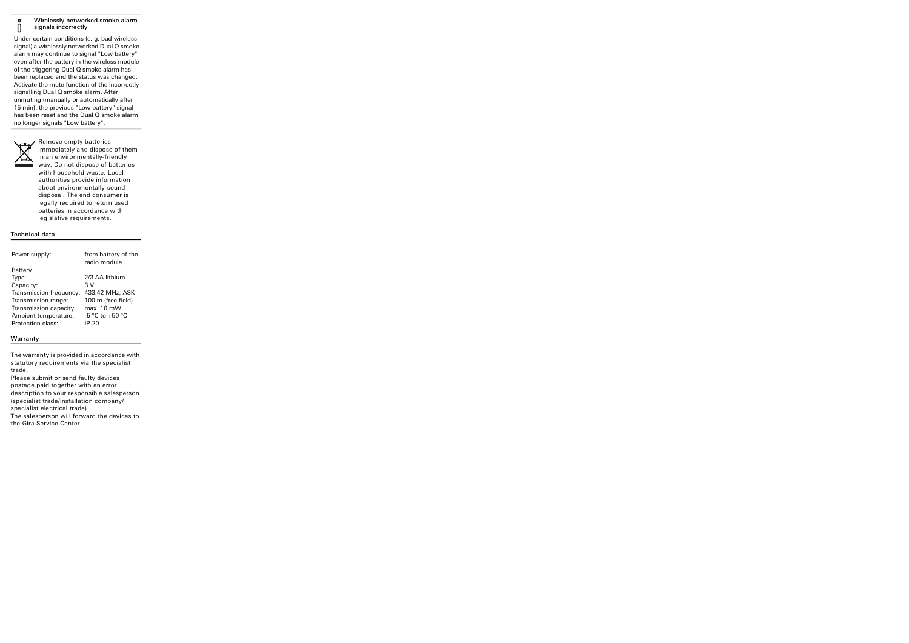**Wirelessly networked smoke alarm signals incorrectly**

Under certain conditions (e. g. bad wireless signal) a wirelessly networked Dual Q smoke alarm may continue to signal "Low battery" even after the battery in the wireless module of the triggering Dual Q smoke alarm has been replaced and the status was changed. Activate the mute function of the incorrectly signalling Dual Q smoke alarm. After unmuting (manually or automatically after 15 min), the previous "Low battery" signal has been reset and the Dual Q smoke alarm no longer signals "Low battery".

Remove empty batteries immediately and dispose of them in an environmentally-friendly way. Do not dispose of batteries with household waste. Local authorities provide information about environmentally-sound disposal. The end consumer is legally required to return used batteries in accordance with legislative requirements.

## Technical data

| | |
|---|---|
| Power supply: | from battery of the radio module |
| Battery | |
| Type: | 2/3 AA lithium |
| Capacity: | 3 V |
| Transmission frequency: | 433.42 MHz, ASK |
| Transmission range: | 100 m (free field) |
| Transmission capacity: | max. 10 mW |
| Ambient temperature: | -5 °C to +50 °C |
| Protection class: | IP 20 |

## Warranty

The warranty is provided in accordance with statutory requirements via the specialist trade.
Please submit or send faulty devices postage paid together with an error description to your responsible salesperson (specialist trade/installation company/ specialist electrical trade).
The salesperson will forward the devices to the Gira Service Center.